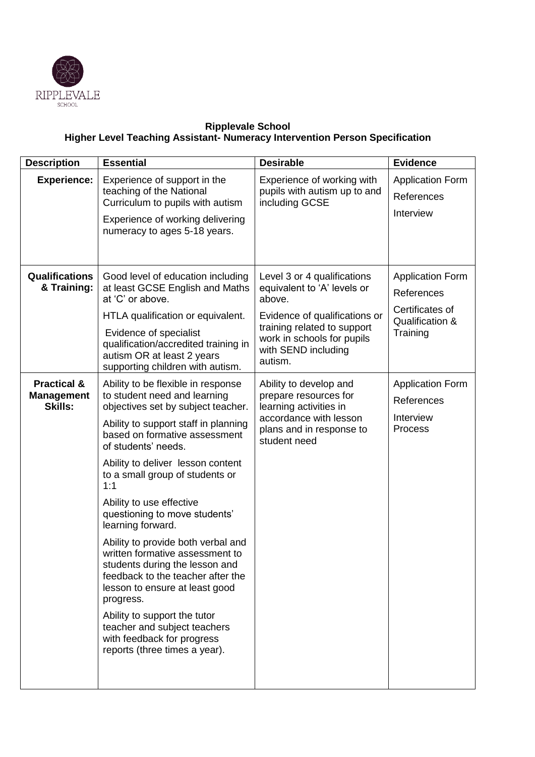RIPPLEVALE SCHOOL

**Ripplevale School**
**Higher Level Teaching Assistant- Numeracy Intervention Person Specification**

| Description | Essential | Desirable | Evidence |
|---|---|---|---|
| **Experience:** | Experience of support in the teaching of the National Curriculum to pupils with autism<br><br>Experience of working delivering numeracy to ages 5-18 years. | Experience of working with pupils with autism up to and including GCSE | Application Form<br><br>References<br><br>Interview |
| **Qualifications & Training:** | Good level of education including at least GCSE English and Maths at 'C' or above.<br><br>HTLA qualification or equivalent.<br><br>Evidence of specialist qualification/accredited training in autism OR at least 2 years supporting children with autism. | Level 3 or 4 qualifications equivalent to 'A' levels or above.<br><br>Evidence of qualifications or training related to support work in schools for pupils with SEND including autism. | Application Form<br><br>References<br><br>Certificates of Qualification & Training |
| **Practical & Management Skills:** | Ability to be flexible in response to student need and learning objectives set by subject teacher.<br><br>Ability to support staff in planning based on formative assessment of students' needs.<br><br>Ability to deliver lesson content to a small group of students or 1:1<br><br>Ability to use effective questioning to move students' learning forward.<br><br>Ability to provide both verbal and written formative assessment to students during the lesson and feedback to the teacher after the lesson to ensure at least good progress.<br><br>Ability to support the tutor teacher and subject teachers with feedback for progress reports (three times a year). | Ability to develop and prepare resources for learning activities in accordance with lesson plans and in response to student need | Application Form<br><br>References<br><br>Interview Process |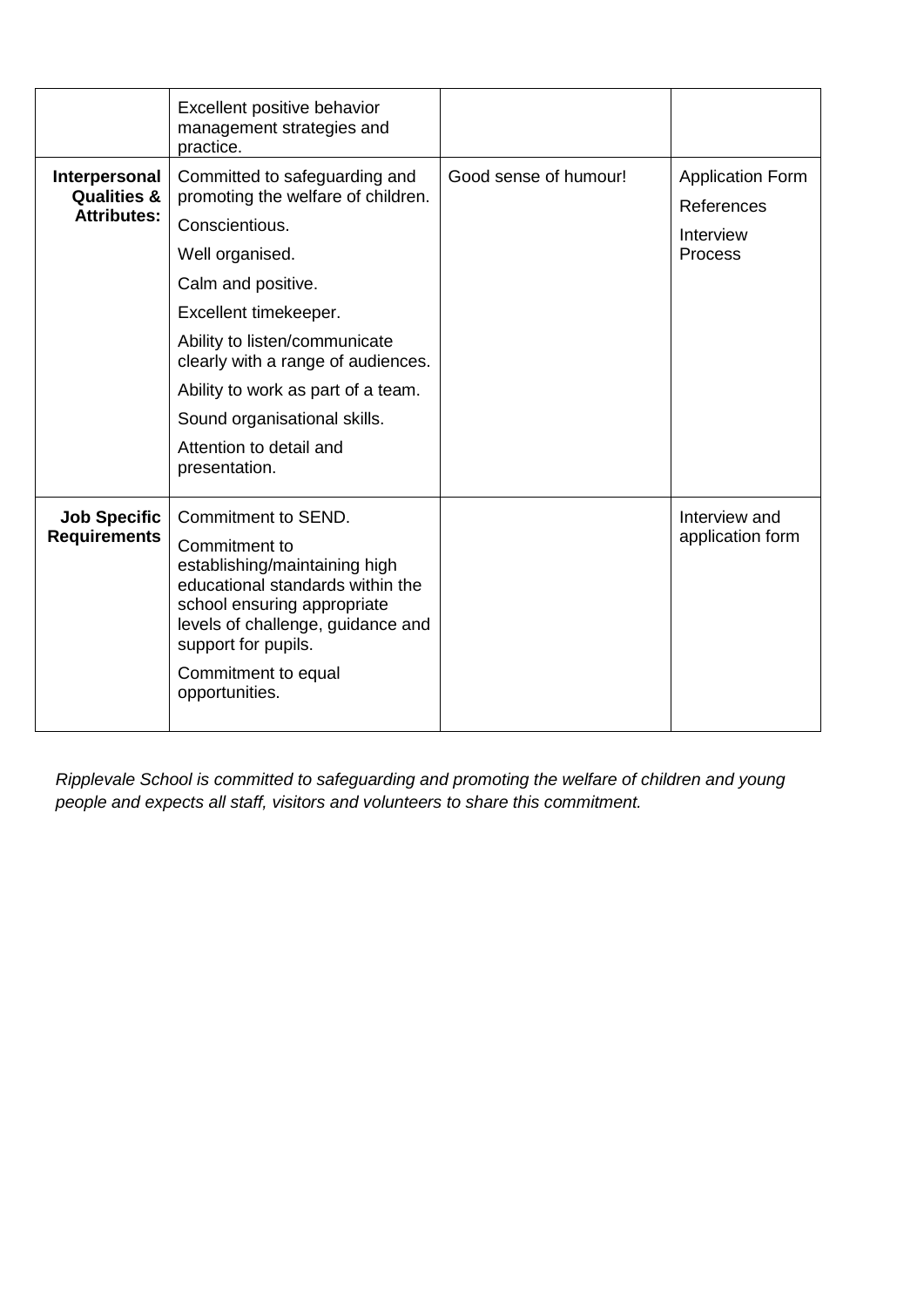| | | | |
|---|---|---|---|
| | Excellent positive behavior management strategies and practice. | | |
| **Interpersonal Qualities & Attributes:** | Committed to safeguarding and promoting the welfare of children.<br>Conscientious.<br>Well organised.<br>Calm and positive.<br>Excellent timekeeper.<br>Ability to listen/communicate clearly with a range of audiences.<br>Ability to work as part of a team.<br>Sound organisational skills.<br>Attention to detail and presentation. | Good sense of humour! | Application Form<br>References<br>Interview Process |
| **Job Specific Requirements** | Commitment to SEND.<br>Commitment to establishing/maintaining high educational standards within the school ensuring appropriate levels of challenge, guidance and support for pupils.<br>Commitment to equal opportunities. | | Interview and application form |

*Ripplevale School is committed to safeguarding and promoting the welfare of children and young people and expects all staff, visitors and volunteers to share this commitment.*